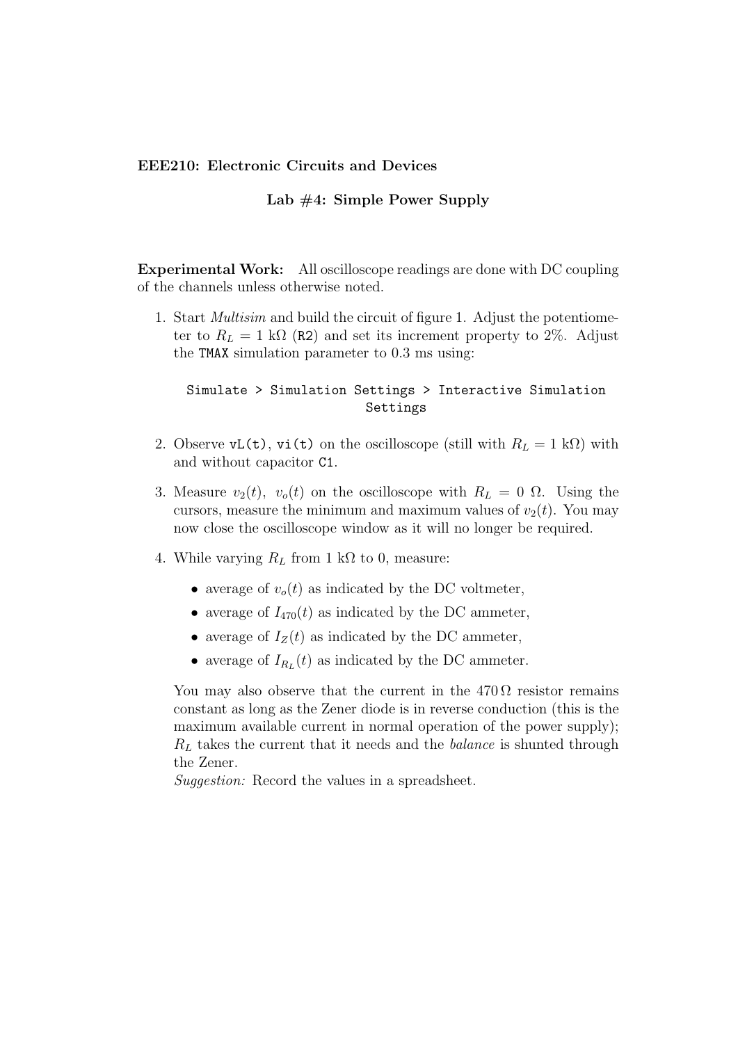**EEE210: Electronic Circuits and Devices**

**Lab #4: Simple Power Supply**

**Experimental Work:** All oscilloscope readings are done with DC coupling of the channels unless otherwise noted.

1. Start *Multisim* and build the circuit of figure 1. Adjust the potentiometer to $R_L = 1$ kΩ (`R2`) and set its increment property to 2%. Adjust the `TMAX` simulation parameter to 0.3 ms using:

   ```
   Simulate > Simulation Settings > Interactive Simulation
                           Settings
   ```

2. Observe `vL(t)`, `vi(t)` on the oscilloscope (still with $R_L = 1$ kΩ) with and without capacitor `C1`.

3. Measure $v_2(t)$, $v_o(t)$ on the oscilloscope with $R_L = 0$ Ω. Using the cursors, measure the minimum and maximum values of $v_2(t)$. You may now close the oscilloscope window as it will no longer be required.

4. While varying $R_L$ from 1 kΩ to 0, measure:

   - average of $v_o(t)$ as indicated by the DC voltmeter,
   - average of $I_{470}(t)$ as indicated by the DC ammeter,
   - average of $I_Z(t)$ as indicated by the DC ammeter,
   - average of $I_{R_L}(t)$ as indicated by the DC ammeter.

   You may also observe that the current in the 470 Ω resistor remains constant as long as the Zener diode is in reverse conduction (this is the maximum available current in normal operation of the power supply); $R_L$ takes the current that it needs and the *balance* is shunted through the Zener.
   *Suggestion:* Record the values in a spreadsheet.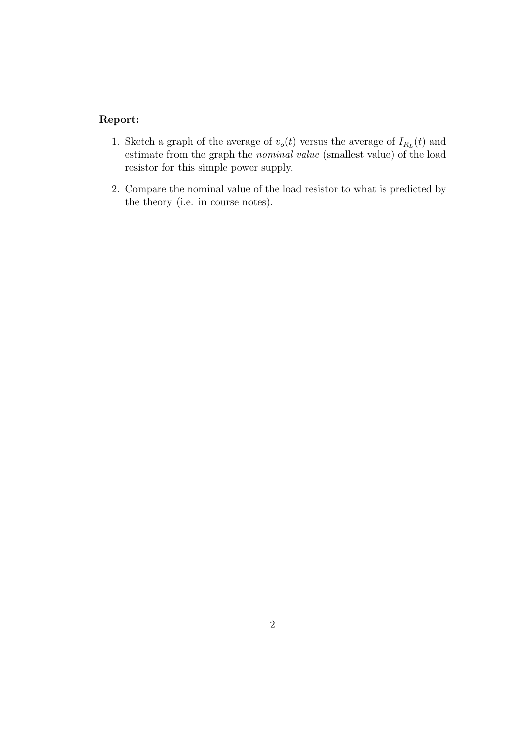**Report:**

1. Sketch a graph of the average of $v_o(t)$ versus the average of $I_{R_L}(t)$ and estimate from the graph the *nominal value* (smallest value) of the load resistor for this simple power supply.

2. Compare the nominal value of the load resistor to what is predicted by the theory (i.e. in course notes).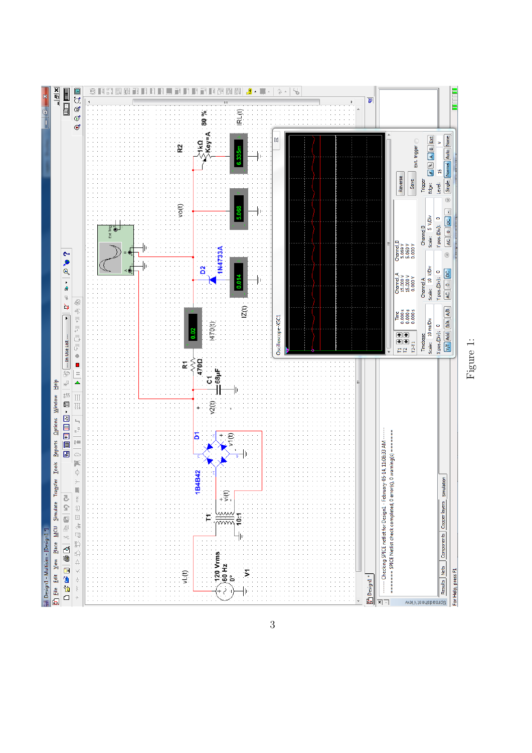Figure 1: